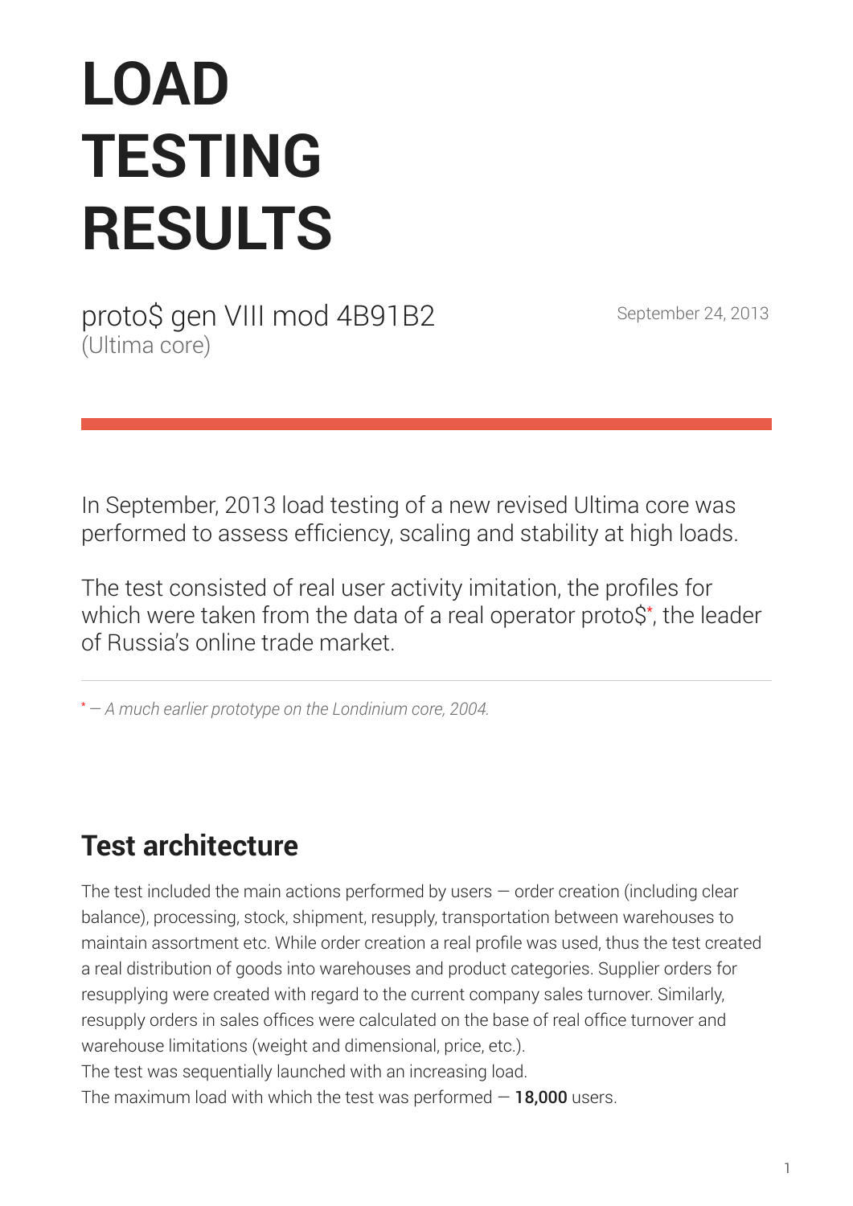# LOAD TESTING RESULTS

proto$ gen VIII mod 4B91B2
(Ultima core)

September 24, 2013

In September, 2013 load testing of a new revised Ultima core was performed to assess efficiency, scaling and stability at high loads.

The test consisted of real user activity imitation, the profiles for which were taken from the data of a real operator proto$*, the leader of Russia's online trade market.

---

\* — *A much earlier prototype on the Londinium core, 2004.*

## Test architecture

The test included the main actions performed by users — order creation (including clear balance), processing, stock, shipment, resupply, transportation between warehouses to maintain assortment etc. While order creation a real profile was used, thus the test created a real distribution of goods into warehouses and product categories. Supplier orders for resupplying were created with regard to the current company sales turnover. Similarly, resupply orders in sales offices were calculated on the base of real office turnover and warehouse limitations (weight and dimensional, price, etc.).
The test was sequentially launched with an increasing load.
The maximum load with which the test was performed — **18,000** users.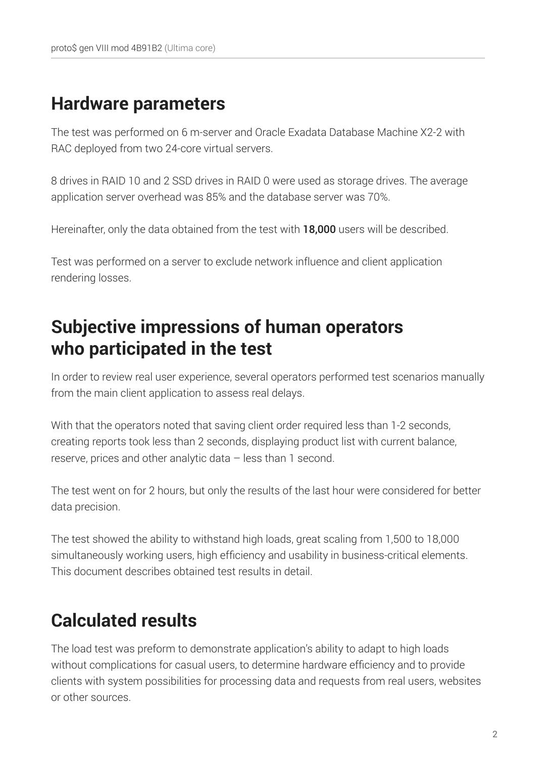## Hardware parameters

The test was performed on 6 m-server and Oracle Exadata Database Machine X2-2 with RAC deployed from two 24-core virtual servers.

8 drives in RAID 10 and 2 SSD drives in RAID 0 were used as storage drives. The average application server overhead was 85% and the database server was 70%.

Hereinafter, only the data obtained from the test with **18,000** users will be described.

Test was performed on a server to exclude network influence and client application rendering losses.

## Subjective impressions of human operators who participated in the test

In order to review real user experience, several operators performed test scenarios manually from the main client application to assess real delays.

With that the operators noted that saving client order required less than 1-2 seconds, creating reports took less than 2 seconds, displaying product list with current balance, reserve, prices and other analytic data – less than 1 second.

The test went on for 2 hours, but only the results of the last hour were considered for better data precision.

The test showed the ability to withstand high loads, great scaling from 1,500 to 18,000 simultaneously working users, high efficiency and usability in business-critical elements. This document describes obtained test results in detail.

## Calculated results

The load test was preform to demonstrate application's ability to adapt to high loads without complications for casual users, to determine hardware efficiency and to provide clients with system possibilities for processing data and requests from real users, websites or other sources.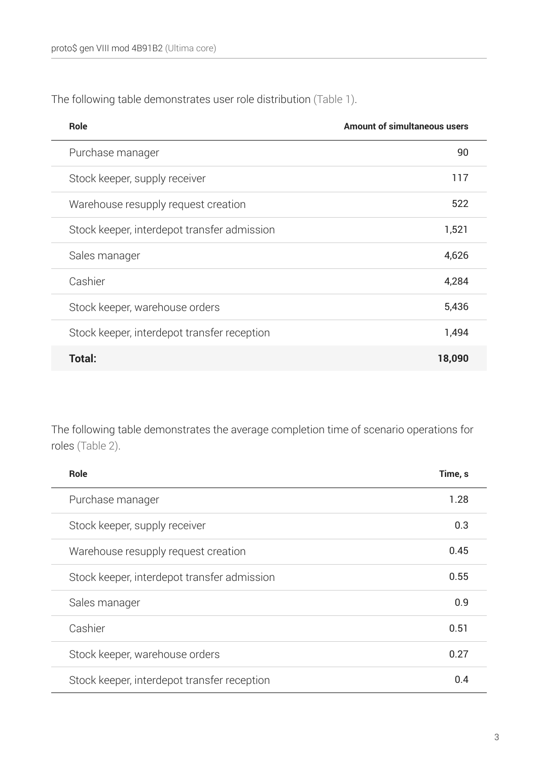The following table demonstrates user role distribution (Table 1).

| Role | Amount of simultaneous users |
| --- | --- |
| Purchase manager | 90 |
| Stock keeper, supply receiver | 117 |
| Warehouse resupply request creation | 522 |
| Stock keeper, interdepot transfer admission | 1,521 |
| Sales manager | 4,626 |
| Cashier | 4,284 |
| Stock keeper, warehouse orders | 5,436 |
| Stock keeper, interdepot transfer reception | 1,494 |
| **Total:** | **18,090** |

The following table demonstrates the average completion time of scenario operations for roles (Table 2).

| Role | Time, s |
| --- | --- |
| Purchase manager | 1.28 |
| Stock keeper, supply receiver | 0.3 |
| Warehouse resupply request creation | 0.45 |
| Stock keeper, interdepot transfer admission | 0.55 |
| Sales manager | 0.9 |
| Cashier | 0.51 |
| Stock keeper, warehouse orders | 0.27 |
| Stock keeper, interdepot transfer reception | 0.4 |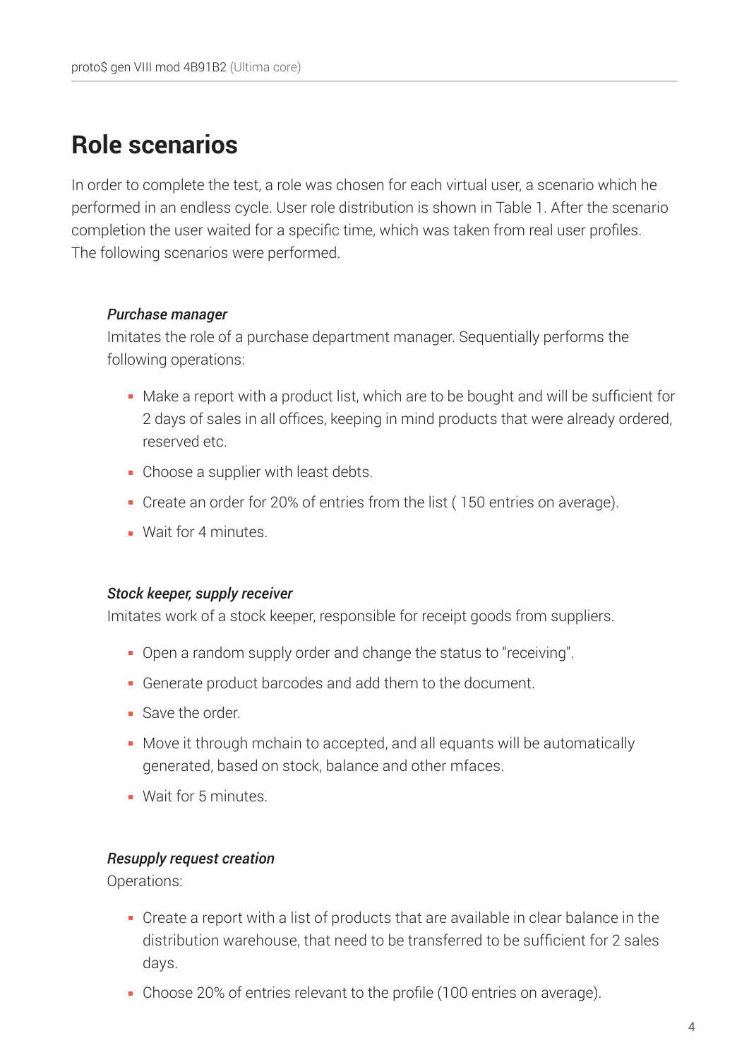## Role scenarios

In order to complete the test, a role was chosen for each virtual user, a scenario which he performed in an endless cycle. User role distribution is shown in Table 1. After the scenario completion the user waited for a specific time, which was taken from real user profiles. The following scenarios were performed.

***Purchase manager***

Imitates the role of a purchase department manager. Sequentially performs the following operations:

- Make a report with a product list, which are to be bought and will be sufficient for 2 days of sales in all offices, keeping in mind products that were already ordered, reserved etc.
- Choose a supplier with least debts.
- Create an order for 20% of entries from the list ( 150 entries on average).
- Wait for 4 minutes.

***Stock keeper, supply receiver***

Imitates work of a stock keeper, responsible for receipt goods from suppliers.

- Open a random supply order and change the status to "receiving".
- Generate product barcodes and add them to the document.
- Save the order.
- Move it through mchain to accepted, and all equants will be automatically generated, based on stock, balance and other mfaces.
- Wait for 5 minutes.

***Resupply request creation***

Operations:

- Create a report with a list of products that are available in clear balance in the distribution warehouse, that need to be transferred to be sufficient for 2 sales days.
- Choose 20% of entries relevant to the profile (100 entries on average).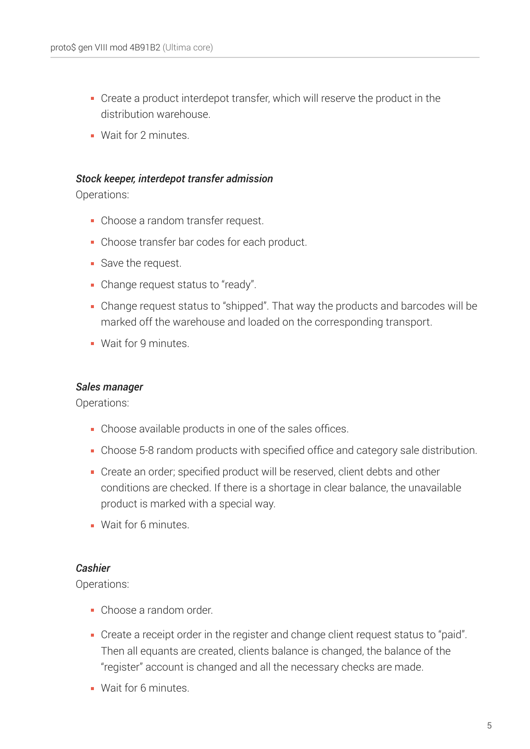- Create a product interdepot transfer, which will reserve the product in the distribution warehouse.
- Wait for 2 minutes.

***Stock keeper, interdepot transfer admission***

Operations:

- Choose a random transfer request.
- Choose transfer bar codes for each product.
- Save the request.
- Change request status to "ready".
- Change request status to "shipped". That way the products and barcodes will be marked off the warehouse and loaded on the corresponding transport.
- Wait for 9 minutes.

***Sales manager***

Operations:

- Choose available products in one of the sales offices.
- Choose 5-8 random products with specified office and category sale distribution.
- Create an order; specified product will be reserved, client debts and other conditions are checked. If there is a shortage in clear balance, the unavailable product is marked with a special way.
- Wait for 6 minutes.

***Cashier***

Operations:

- Choose a random order.
- Create a receipt order in the register and change client request status to "paid". Then all equants are created, clients balance is changed, the balance of the "register" account is changed and all the necessary checks are made.
- Wait for 6 minutes.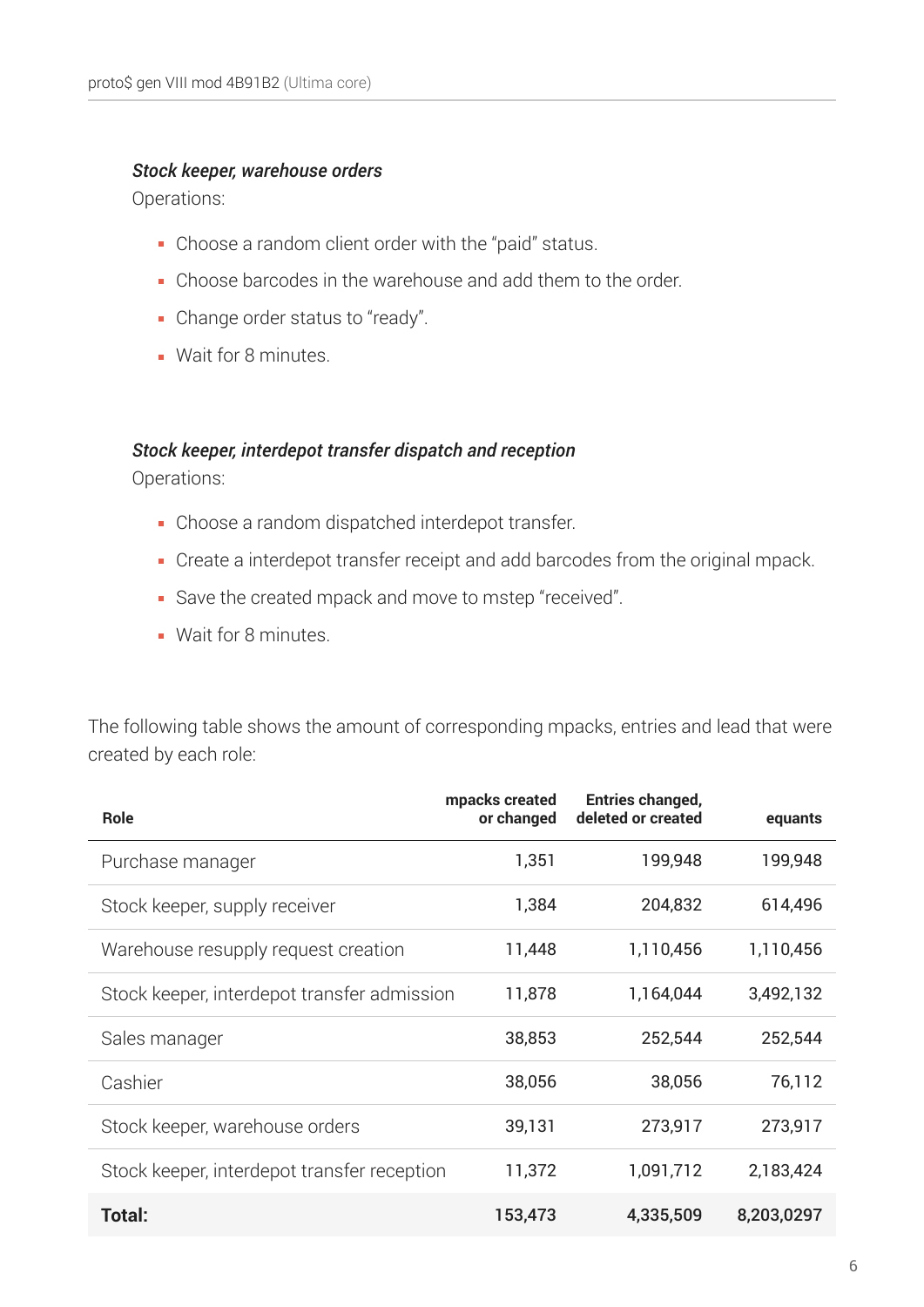***Stock keeper, warehouse orders***

Operations:

- Choose a random client order with the “paid” status.
- Choose barcodes in the warehouse and add them to the order.
- Change order status to “ready”.
- Wait for 8 minutes.

***Stock keeper, interdepot transfer dispatch and reception***

Operations:

- Choose a random dispatched interdepot transfer.
- Create a interdepot transfer receipt and add barcodes from the original mpack.
- Save the created mpack and move to mstep “received”.
- Wait for 8 minutes.

The following table shows the amount of corresponding mpacks, entries and lead that were created by each role:

| Role | mpacks created or changed | Entries changed, deleted or created | equants |
|---|---:|---:|---:|
| Purchase manager | 1,351 | 199,948 | 199,948 |
| Stock keeper, supply receiver | 1,384 | 204,832 | 614,496 |
| Warehouse resupply request creation | 11,448 | 1,110,456 | 1,110,456 |
| Stock keeper, interdepot transfer admission | 11,878 | 1,164,044 | 3,492,132 |
| Sales manager | 38,853 | 252,544 | 252,544 |
| Cashier | 38,056 | 38,056 | 76,112 |
| Stock keeper, warehouse orders | 39,131 | 273,917 | 273,917 |
| Stock keeper, interdepot transfer reception | 11,372 | 1,091,712 | 2,183,424 |
| **Total:** | **153,473** | **4,335,509** | **8,203,0297** |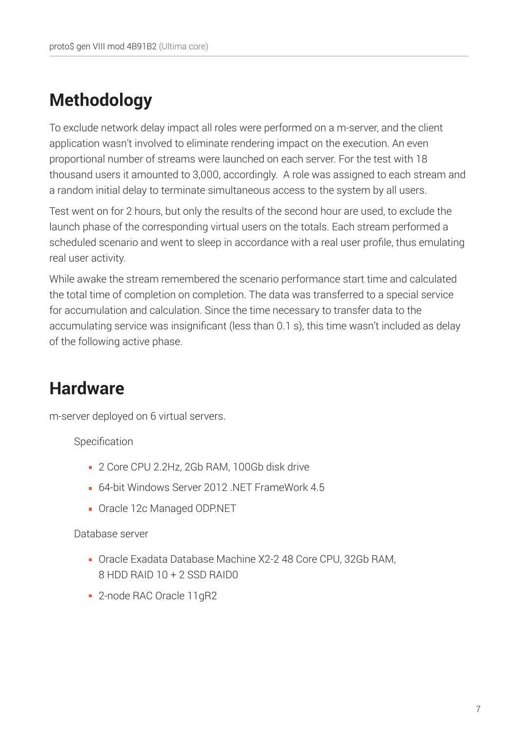## Methodology

To exclude network delay impact all roles were performed on a m-server, and the client application wasn't involved to eliminate rendering impact on the execution. An even proportional number of streams were launched on each server. For the test with 18 thousand users it amounted to 3,000, accordingly.  A role was assigned to each stream and a random initial delay to terminate simultaneous access to the system by all users.

Test went on for 2 hours, but only the results of the second hour are used, to exclude the launch phase of the corresponding virtual users on the totals. Each stream performed a scheduled scenario and went to sleep in accordance with a real user profile, thus emulating real user activity.

While awake the stream remembered the scenario performance start time and calculated the total time of completion on completion. The data was transferred to a special service for accumulation and calculation. Since the time necessary to transfer data to the accumulating service was insignificant (less than 0.1 s), this time wasn't included as delay of the following active phase.

## Hardware

m-server deployed on 6 virtual servers.

Specification

- 2 Core CPU 2.2Hz, 2Gb RAM, 100Gb disk drive
- 64-bit Windows Server 2012 .NET FrameWork 4.5
- Oracle 12c Managed ODP.NET

Database server

- Oracle Exadata Database Machine X2-2 48 Core CPU, 32Gb RAM, 8 HDD RAID 10 + 2 SSD RAID0
- 2-node RAC Oracle 11gR2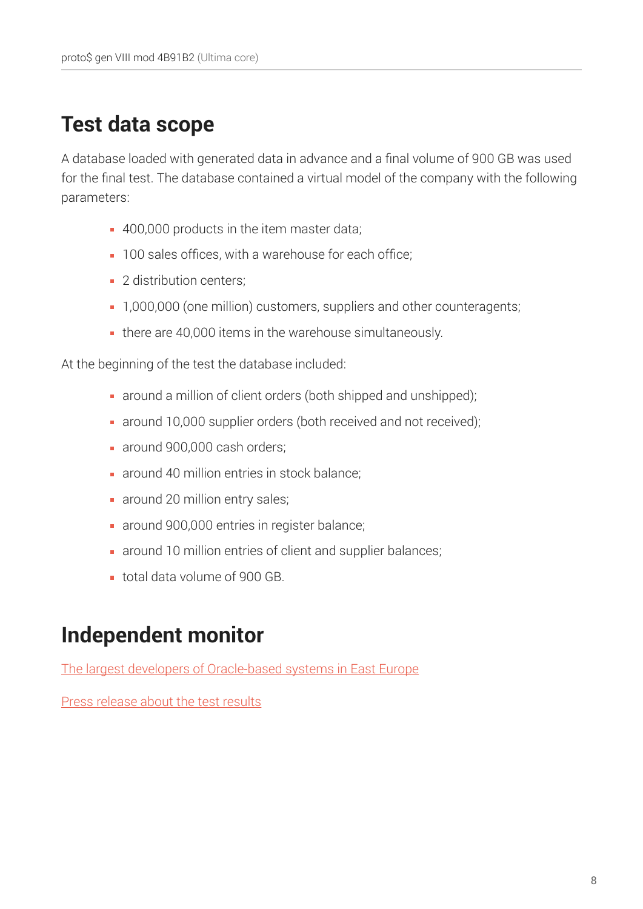## Test data scope

A database loaded with generated data in advance and a final volume of 900 GB was used for the final test. The database contained a virtual model of the company with the following parameters:

- 400,000 products in the item master data;
- 100 sales offices, with a warehouse for each office;
- 2 distribution centers;
- 1,000,000 (one million) customers, suppliers and other counteragents;
- there are 40,000 items in the warehouse simultaneously.

At the beginning of the test the database included:

- around a million of client orders (both shipped and unshipped);
- around 10,000 supplier orders (both received and not received);
- around 900,000 cash orders;
- around 40 million entries in stock balance;
- around 20 million entry sales;
- around 900,000 entries in register balance;
- around 10 million entries of client and supplier balances;
- total data volume of 900 GB.

## Independent monitor

The largest developers of Oracle-based systems in East Europe

Press release about the test results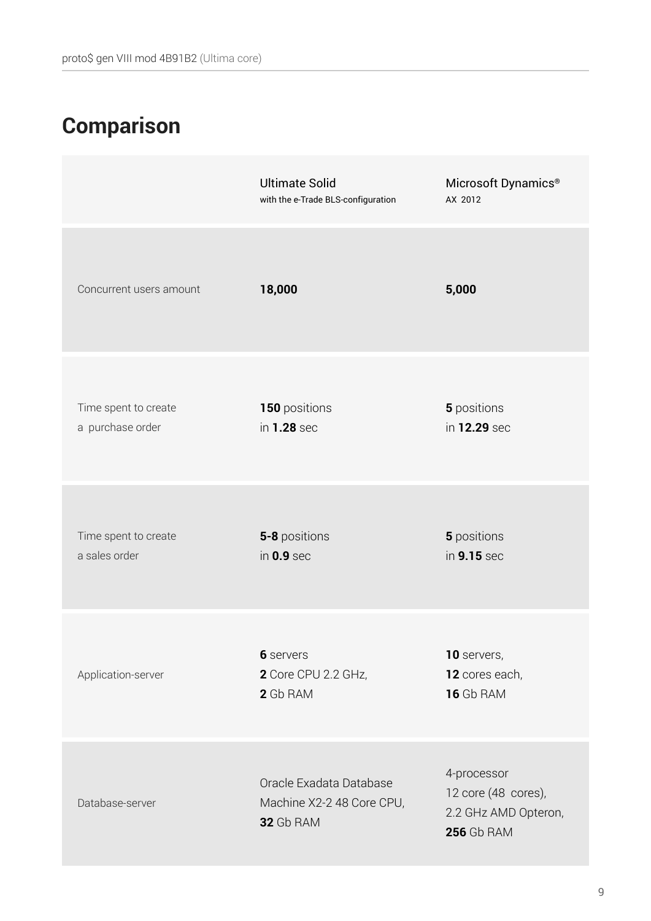## Comparison

| | Ultimate Solid<br>with the e-Trade BLS-configuration | Microsoft Dynamics®<br>AX 2012 |
|---|---|---|
| Concurrent users amount | **18,000** | **5,000** |
| Time spent to create a purchase order | **150** positions in **1.28** sec | **5** positions in **12.29** sec |
| Time spent to create a sales order | **5-8** positions in **0.9** sec | **5** positions in **9.15** sec |
| Application-server | **6** servers<br>**2** Core CPU 2.2 GHz,<br>**2** Gb RAM | **10** servers,<br>**12** cores each,<br>**16** Gb RAM |
| Database-server | Oracle Exadata Database Machine X2-2 48 Core CPU,<br>**32** Gb RAM | 4-processor<br>12 core (48 cores),<br>2.2 GHz AMD Opteron,<br>**256** Gb RAM |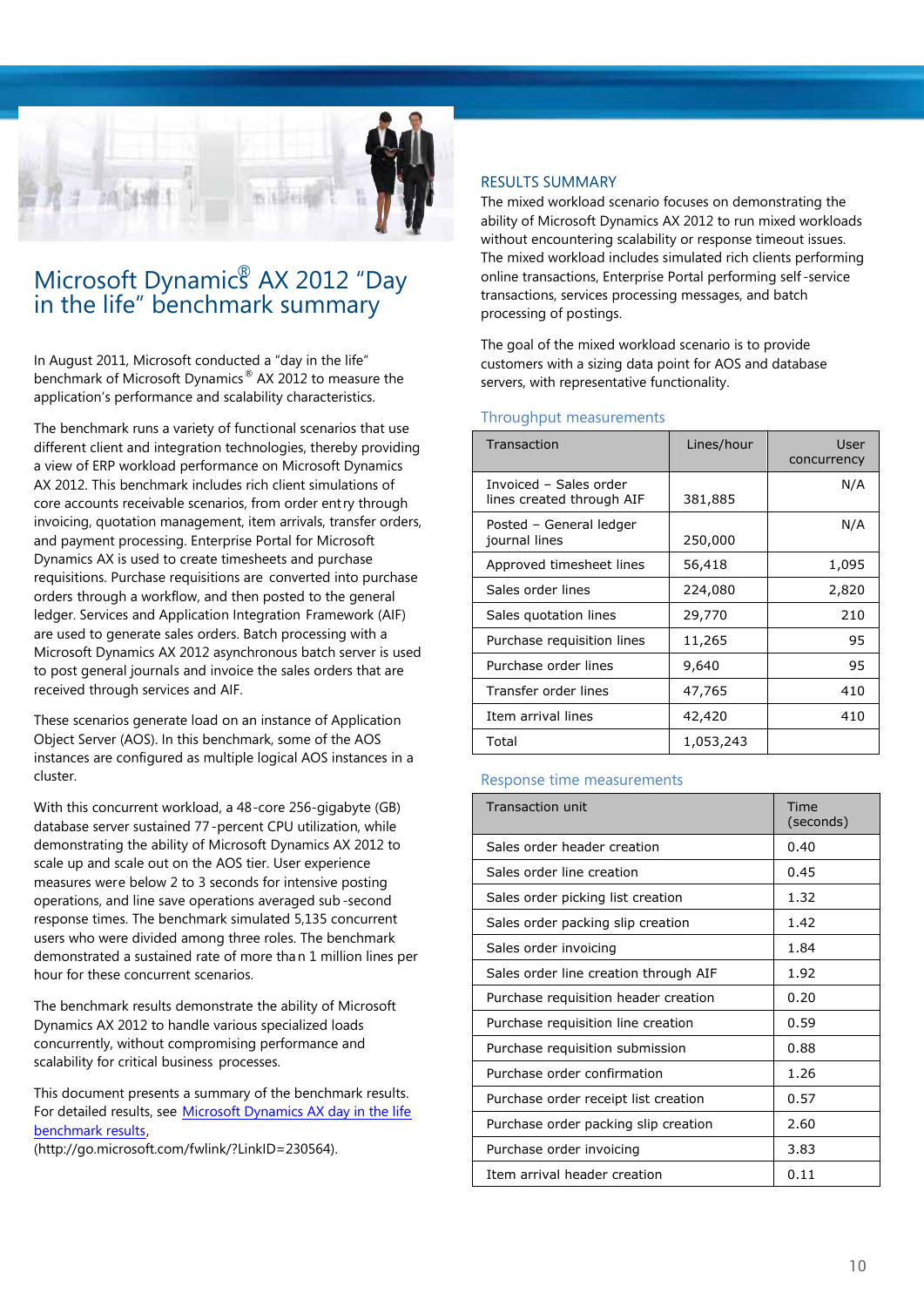# Microsoft Dynamics® AX 2012 "Day in the life" benchmark summary

In August 2011, Microsoft conducted a "day in the life" benchmark of Microsoft Dynamics® AX 2012 to measure the application's performance and scalability characteristics.

The benchmark runs a variety of functional scenarios that use different client and integration technologies, thereby providing a view of ERP workload performance on Microsoft Dynamics AX 2012. This benchmark includes rich client simulations of core accounts receivable scenarios, from order entry through invoicing, quotation management, item arrivals, transfer orders, and payment processing. Enterprise Portal for Microsoft Dynamics AX is used to create timesheets and purchase requisitions. Purchase requisitions are converted into purchase orders through a workflow, and then posted to the general ledger. Services and Application Integration Framework (AIF) are used to generate sales orders. Batch processing with a Microsoft Dynamics AX 2012 asynchronous batch server is used to post general journals and invoice the sales orders that are received through services and AIF.

These scenarios generate load on an instance of Application Object Server (AOS). In this benchmark, some of the AOS instances are configured as multiple logical AOS instances in a cluster.

With this concurrent workload, a 48-core 256-gigabyte (GB) database server sustained 77-percent CPU utilization, while demonstrating the ability of Microsoft Dynamics AX 2012 to scale up and scale out on the AOS tier. User experience measures were below 2 to 3 seconds for intensive posting operations, and line save operations averaged sub-second response times. The benchmark simulated 5,135 concurrent users who were divided among three roles. The benchmark demonstrated a sustained rate of more than 1 million lines per hour for these concurrent scenarios.

The benchmark results demonstrate the ability of Microsoft Dynamics AX 2012 to handle various specialized loads concurrently, without compromising performance and scalability for critical business processes.

This document presents a summary of the benchmark results. For detailed results, see [Microsoft Dynamics AX day in the life benchmark results](http://go.microsoft.com/fwlink/?LinkID=230564), (http://go.microsoft.com/fwlink/?LinkID=230564).

## RESULTS SUMMARY

The mixed workload scenario focuses on demonstrating the ability of Microsoft Dynamics AX 2012 to run mixed workloads without encountering scalability or response timeout issues. The mixed workload includes simulated rich clients performing online transactions, Enterprise Portal performing self-service transactions, services processing messages, and batch processing of postings.

The goal of the mixed workload scenario is to provide customers with a sizing data point for AOS and database servers, with representative functionality.

### Throughput measurements

| Transaction | Lines/hour | User concurrency |
|---|---|---|
| Invoiced – Sales order lines created through AIF | 381,885 | N/A |
| Posted – General ledger journal lines | 250,000 | N/A |
| Approved timesheet lines | 56,418 | 1,095 |
| Sales order lines | 224,080 | 2,820 |
| Sales quotation lines | 29,770 | 210 |
| Purchase requisition lines | 11,265 | 95 |
| Purchase order lines | 9,640 | 95 |
| Transfer order lines | 47,765 | 410 |
| Item arrival lines | 42,420 | 410 |
| Total | 1,053,243 | |

### Response time measurements

| Transaction unit | Time (seconds) |
|---|---|
| Sales order header creation | 0.40 |
| Sales order line creation | 0.45 |
| Sales order picking list creation | 1.32 |
| Sales order packing slip creation | 1.42 |
| Sales order invoicing | 1.84 |
| Sales order line creation through AIF | 1.92 |
| Purchase requisition header creation | 0.20 |
| Purchase requisition line creation | 0.59 |
| Purchase requisition submission | 0.88 |
| Purchase order confirmation | 1.26 |
| Purchase order receipt list creation | 0.57 |
| Purchase order packing slip creation | 2.60 |
| Purchase order invoicing | 3.83 |
| Item arrival header creation | 0.11 |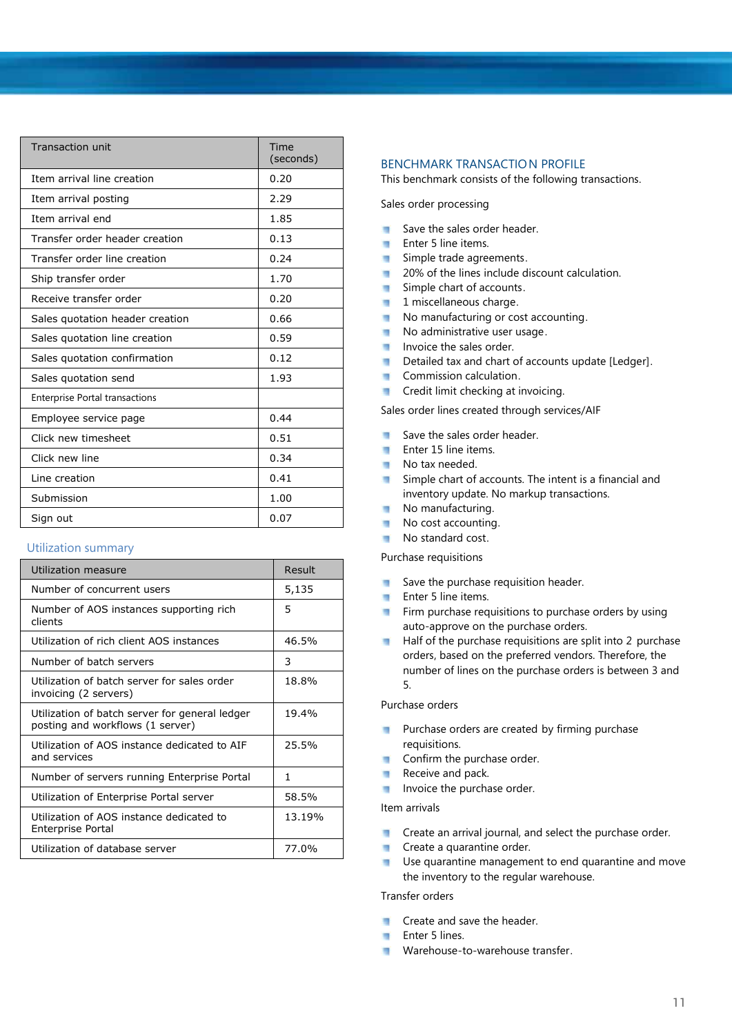| Transaction unit | Time (seconds) |
|---|---|
| Item arrival line creation | 0.20 |
| Item arrival posting | 2.29 |
| Item arrival end | 1.85 |
| Transfer order header creation | 0.13 |
| Transfer order line creation | 0.24 |
| Ship transfer order | 1.70 |
| Receive transfer order | 0.20 |
| Sales quotation header creation | 0.66 |
| Sales quotation line creation | 0.59 |
| Sales quotation confirmation | 0.12 |
| Sales quotation send | 1.93 |
| Enterprise Portal transactions | |
| Employee service page | 0.44 |
| Click new timesheet | 0.51 |
| Click new line | 0.34 |
| Line creation | 0.41 |
| Submission | 1.00 |
| Sign out | 0.07 |

## Utilization summary

| Utilization measure | Result |
|---|---|
| Number of concurrent users | 5,135 |
| Number of AOS instances supporting rich clients | 5 |
| Utilization of rich client AOS instances | 46.5% |
| Number of batch servers | 3 |
| Utilization of batch server for sales order invoicing (2 servers) | 18.8% |
| Utilization of batch server for general ledger posting and workflows (1 server) | 19.4% |
| Utilization of AOS instance dedicated to AIF and services | 25.5% |
| Number of servers running Enterprise Portal | 1 |
| Utilization of Enterprise Portal server | 58.5% |
| Utilization of AOS instance dedicated to Enterprise Portal | 13.19% |
| Utilization of database server | 77.0% |

## BENCHMARK TRANSACTION PROFILE

This benchmark consists of the following transactions.

Sales order processing

- Save the sales order header.
- Enter 5 line items.
- Simple trade agreements.
- 20% of the lines include discount calculation.
- Simple chart of accounts.
- 1 miscellaneous charge.
- No manufacturing or cost accounting.
- No administrative user usage.
- Invoice the sales order.
- Detailed tax and chart of accounts update [Ledger].
- Commission calculation.
- Credit limit checking at invoicing.

Sales order lines created through services/AIF

- Save the sales order header.
- Enter 15 line items.
- No tax needed.
- Simple chart of accounts. The intent is a financial and inventory update. No markup transactions.
- No manufacturing.
- No cost accounting.
- No standard cost.

Purchase requisitions

- Save the purchase requisition header.
- Enter 5 line items.
- Firm purchase requisitions to purchase orders by using auto-approve on the purchase orders.
- Half of the purchase requisitions are split into 2 purchase orders, based on the preferred vendors. Therefore, the number of lines on the purchase orders is between 3 and 5.

Purchase orders

- Purchase orders are created by firming purchase requisitions.
- Confirm the purchase order.
- Receive and pack.
- Invoice the purchase order.

Item arrivals

- Create an arrival journal, and select the purchase order.
- Create a quarantine order.
- Use quarantine management to end quarantine and move the inventory to the regular warehouse.

Transfer orders

- Create and save the header.
- Enter 5 lines.
- Warehouse-to-warehouse transfer.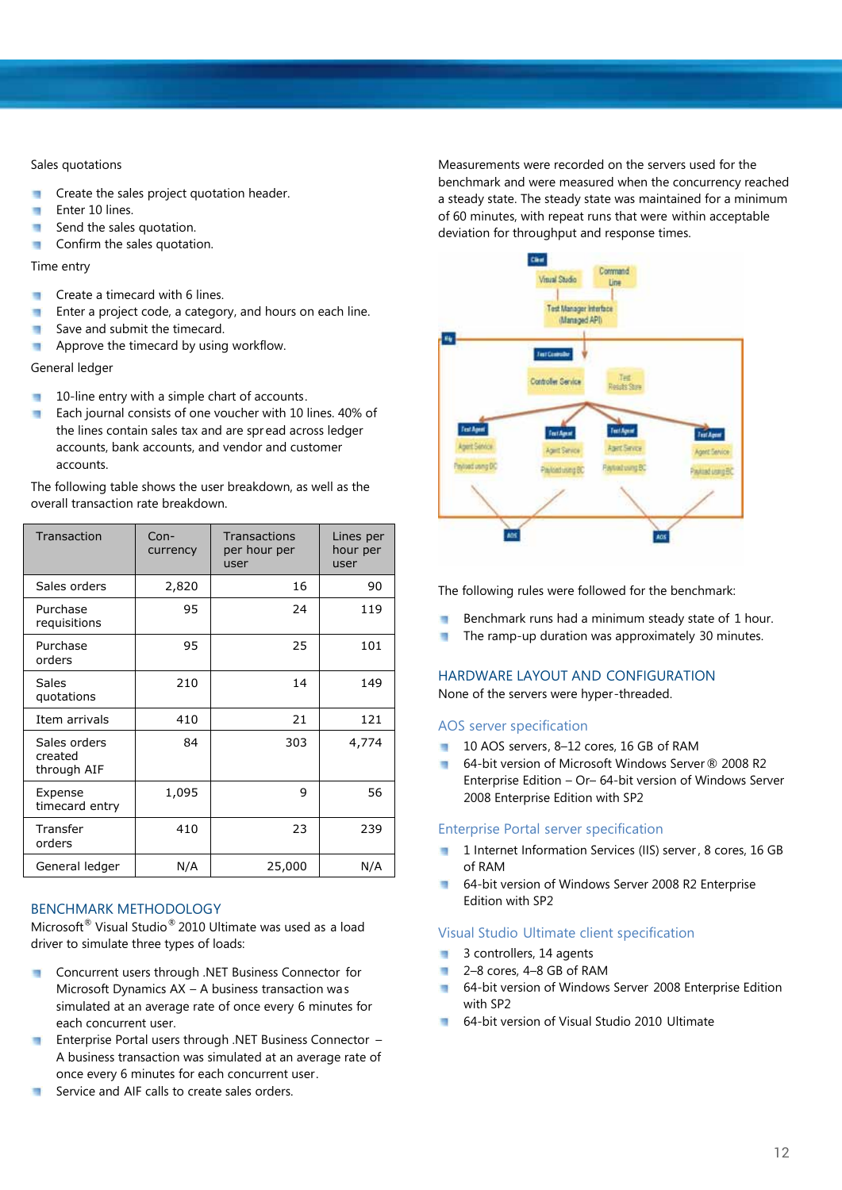Sales quotations

- Create the sales project quotation header.
- Enter 10 lines.
- Send the sales quotation.
- Confirm the sales quotation.

Time entry

- Create a timecard with 6 lines.
- Enter a project code, a category, and hours on each line.
- Save and submit the timecard.
- Approve the timecard by using workflow.

General ledger

- 10-line entry with a simple chart of accounts.
- Each journal consists of one voucher with 10 lines. 40% of the lines contain sales tax and are spread across ledger accounts, bank accounts, and vendor and customer accounts.

The following table shows the user breakdown, as well as the overall transaction rate breakdown.

| Transaction | Con-currency | Transactions per hour per user | Lines per hour per user |
|---|---|---|---|
| Sales orders | 2,820 | 16 | 90 |
| Purchase requisitions | 95 | 24 | 119 |
| Purchase orders | 95 | 25 | 101 |
| Sales quotations | 210 | 14 | 149 |
| Item arrivals | 410 | 21 | 121 |
| Sales orders created through AIF | 84 | 303 | 4,774 |
| Expense timecard entry | 1,095 | 9 | 56 |
| Transfer orders | 410 | 23 | 239 |
| General ledger | N/A | 25,000 | N/A |

## BENCHMARK METHODOLOGY

Microsoft® Visual Studio® 2010 Ultimate was used as a load driver to simulate three types of loads:

- Concurrent users through .NET Business Connector for Microsoft Dynamics AX – A business transaction was simulated at an average rate of once every 6 minutes for each concurrent user.
- Enterprise Portal users through .NET Business Connector – A business transaction was simulated at an average rate of once every 6 minutes for each concurrent user.
- Service and AIF calls to create sales orders.

Measurements were recorded on the servers used for the benchmark and were measured when the concurrency reached a steady state. The steady state was maintained for a minimum of 60 minutes, with repeat runs that were within acceptable deviation for throughput and response times.

The following rules were followed for the benchmark:

- Benchmark runs had a minimum steady state of 1 hour.
- The ramp-up duration was approximately 30 minutes.

## HARDWARE LAYOUT AND CONFIGURATION

None of the servers were hyper-threaded.

### AOS server specification

- 10 AOS servers, 8–12 cores, 16 GB of RAM
- 64-bit version of Microsoft Windows Server® 2008 R2 Enterprise Edition – Or– 64-bit version of Windows Server 2008 Enterprise Edition with SP2

### Enterprise Portal server specification

- 1 Internet Information Services (IIS) server, 8 cores, 16 GB of RAM
- 64-bit version of Windows Server 2008 R2 Enterprise Edition with SP2

### Visual Studio Ultimate client specification

- 3 controllers, 14 agents
- 2–8 cores, 4–8 GB of RAM
- 64-bit version of Windows Server 2008 Enterprise Edition with SP2
- 64-bit version of Visual Studio 2010 Ultimate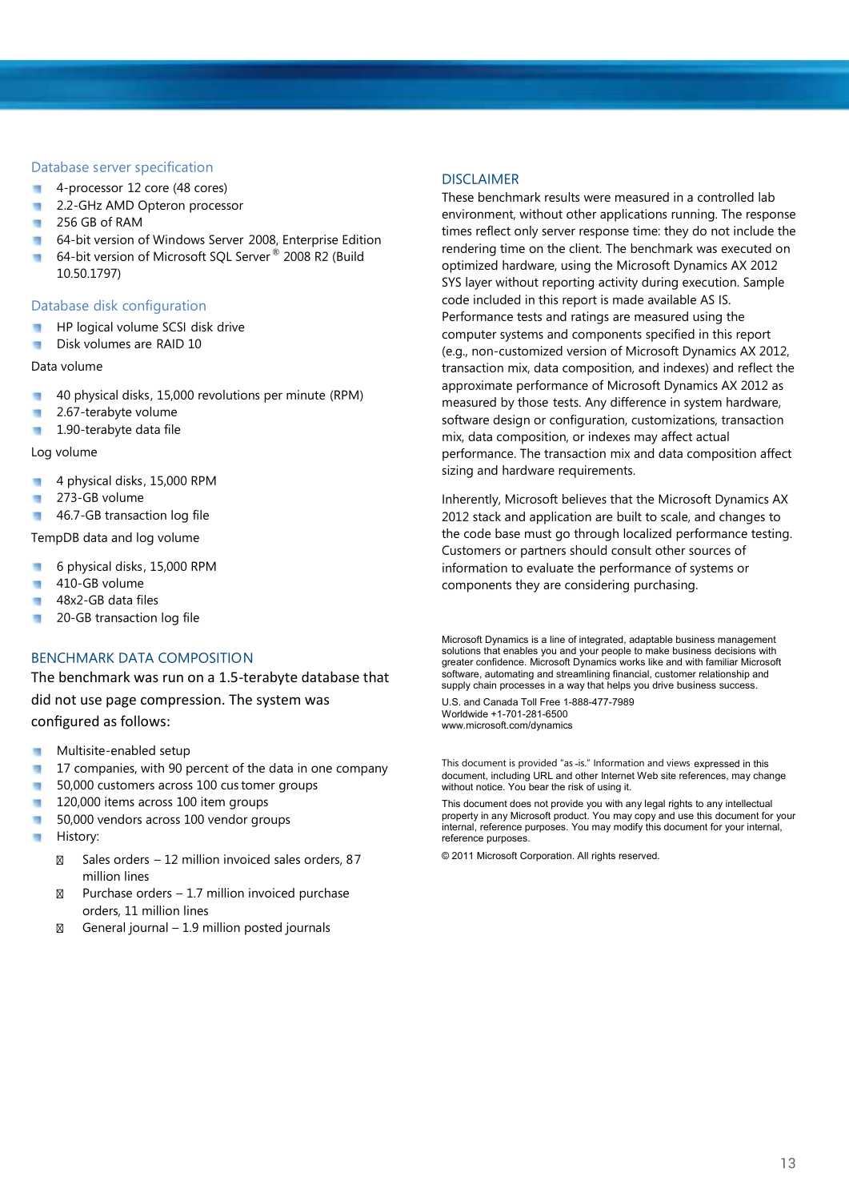### Database server specification

- 4-processor 12 core (48 cores)
- 2.2-GHz AMD Opteron processor
- 256 GB of RAM
- 64-bit version of Windows Server 2008, Enterprise Edition
- 64-bit version of Microsoft SQL Server® 2008 R2 (Build 10.50.1797)

### Database disk configuration

- HP logical volume SCSI disk drive
- Disk volumes are RAID 10

Data volume

- 40 physical disks, 15,000 revolutions per minute (RPM)
- 2.67-terabyte volume
- 1.90-terabyte data file

Log volume

- 4 physical disks, 15,000 RPM
- 273-GB volume
- 46.7-GB transaction log file

TempDB data and log volume

- 6 physical disks, 15,000 RPM
- 410-GB volume
- 48x2-GB data files
- 20-GB transaction log file

## BENCHMARK DATA COMPOSITION

The benchmark was run on a 1.5-terabyte database that did not use page compression. The system was configured as follows:

- Multisite-enabled setup
- 17 companies, with 90 percent of the data in one company
- 50,000 customers across 100 customer groups
- 120,000 items across 100 item groups
- 50,000 vendors across 100 vendor groups
- History:
  - Sales orders – 12 million invoiced sales orders, 87 million lines
  - Purchase orders – 1.7 million invoiced purchase orders, 11 million lines
  - General journal – 1.9 million posted journals

## DISCLAIMER

These benchmark results were measured in a controlled lab environment, without other applications running. The response times reflect only server response time: they do not include the rendering time on the client. The benchmark was executed on optimized hardware, using the Microsoft Dynamics AX 2012 SYS layer without reporting activity during execution. Sample code included in this report is made available AS IS. Performance tests and ratings are measured using the computer systems and components specified in this report (e.g., non-customized version of Microsoft Dynamics AX 2012, transaction mix, data composition, and indexes) and reflect the approximate performance of Microsoft Dynamics AX 2012 as measured by those tests. Any difference in system hardware, software design or configuration, customizations, transaction mix, data composition, or indexes may affect actual performance. The transaction mix and data composition affect sizing and hardware requirements.

Inherently, Microsoft believes that the Microsoft Dynamics AX 2012 stack and application are built to scale, and changes to the code base must go through localized performance testing. Customers or partners should consult other sources of information to evaluate the performance of systems or components they are considering purchasing.

Microsoft Dynamics is a line of integrated, adaptable business management solutions that enables you and your people to make business decisions with greater confidence. Microsoft Dynamics works like and with familiar Microsoft software, automating and streamlining financial, customer relationship and supply chain processes in a way that helps you drive business success.

U.S. and Canada Toll Free 1-888-477-7989
Worldwide +1-701-281-6500
www.microsoft.com/dynamics

This document is provided "as-is." Information and views expressed in this document, including URL and other Internet Web site references, may change without notice. You bear the risk of using it.

This document does not provide you with any legal rights to any intellectual property in any Microsoft product. You may copy and use this document for your internal, reference purposes. You may modify this document for your internal, reference purposes.

© 2011 Microsoft Corporation. All rights reserved.